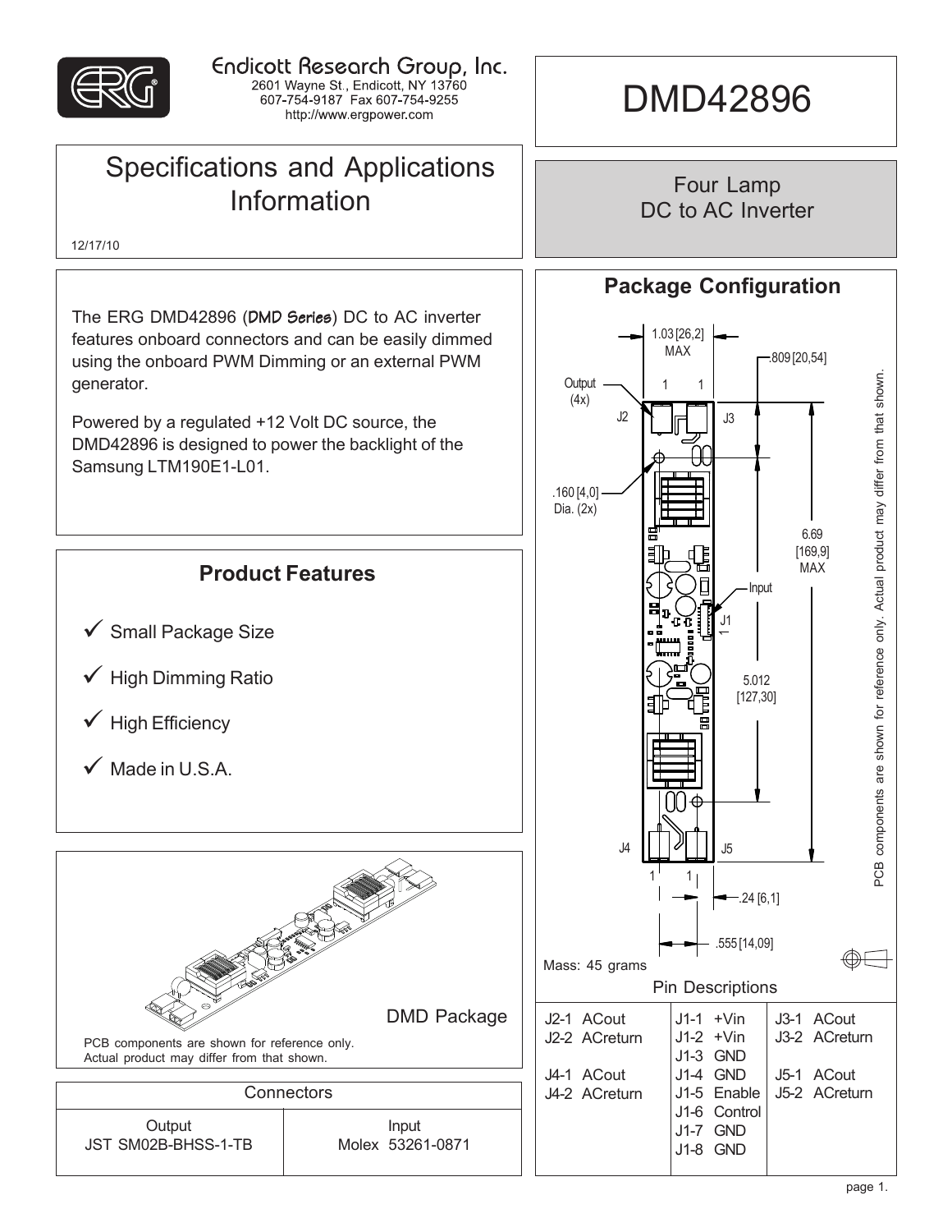Endicott Research Group, Inc.
2601 Wayne St., Endicott, NY 13760
607-754-9187 Fax 607-754-9255
http://www.ergpower.com

# DMD42896

## Four Lamp DC to AC Inverter

## Specifications and Applications Information

12/17/10

The ERG DMD42896 (DMD Series) DC to AC inverter features onboard connectors and can be easily dimmed using the onboard PWM Dimming or an external PWM generator.

Powered by a regulated +12 Volt DC source, the DMD42896 is designed to power the backlight of the Samsung LTM190E1-L01.

## Product Features

- ✓ Small Package Size
- ✓ High Dimming Ratio
- ✓ High Efficiency
- ✓ Made in U.S.A.

DMD Package

PCB components are shown for reference only. Actual product may differ from that shown.

| Connectors | |
|---|---|
| Output | Input |
| JST SM02B-BHSS-1-TB | Molex 53261-0871 |

## Package Configuration

1.03 [26,2] MAX
.809 [20,54]
Output (4x)
J2 J3
.160 [4,0] Dia. (2x)
6.69 [169,9] MAX
Input J1
5.012 [127,30]
J4 J5
.24 [6,1]
.555 [14,09]

PCB components are shown for reference only. Actual product may differ from that shown.

Mass: 45 grams

### Pin Descriptions

| | | |
|---|---|---|
| J2-1 ACout<br>J2-2 ACreturn<br><br>J4-1 ACout<br>J4-2 ACreturn | J1-1 +Vin<br>J1-2 +Vin<br>J1-3 GND<br>J1-4 GND<br>J1-5 Enable<br>J1-6 Control<br>J1-7 GND<br>J1-8 GND | J3-1 ACout<br>J3-2 ACreturn<br><br>J5-1 ACout<br>J5-2 ACreturn |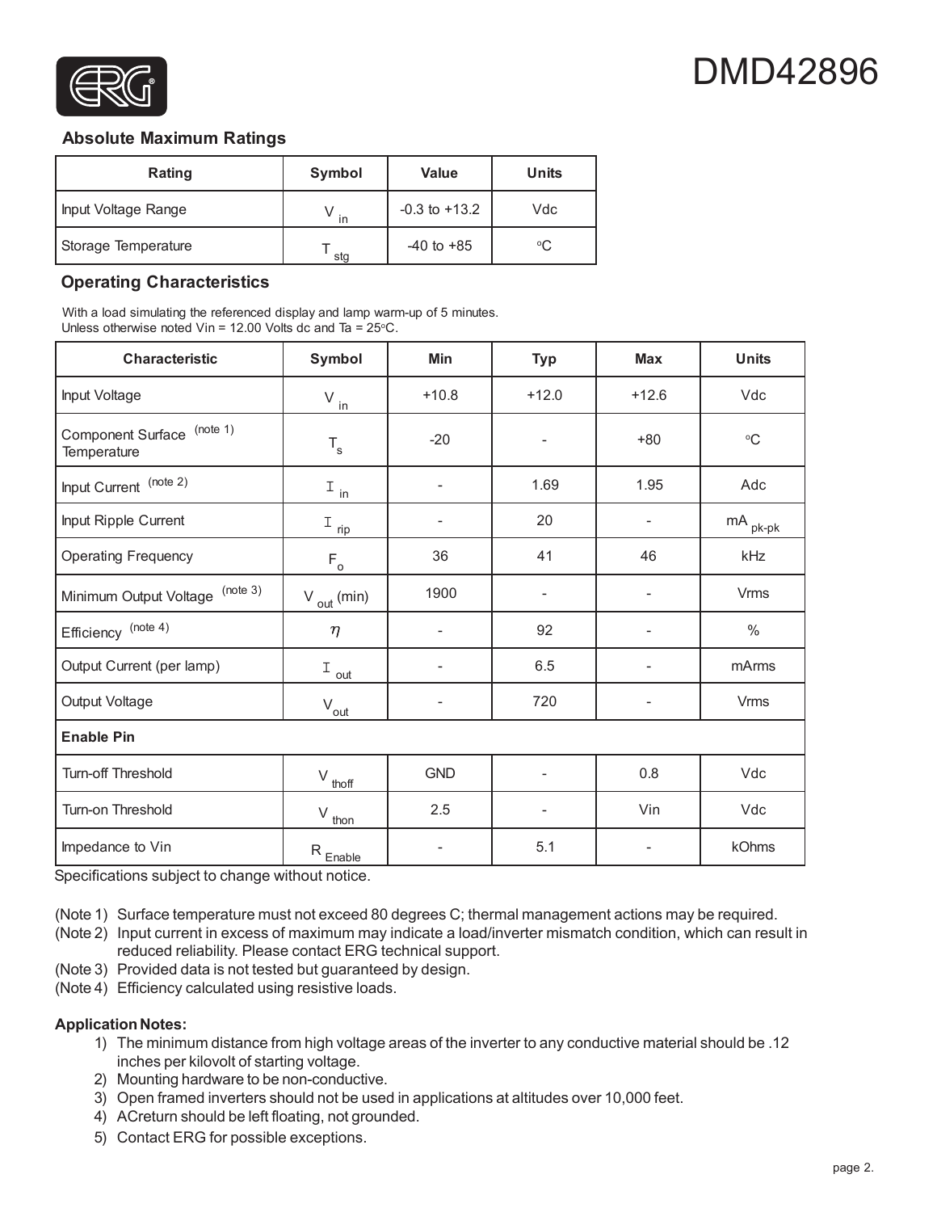DMD42896

## Absolute Maximum Ratings

| Rating | Symbol | Value | Units |
|---|---|---|---|
| Input Voltage Range | $V_{in}$ | -0.3 to +13.2 | Vdc |
| Storage Temperature | $T_{stg}$ | -40 to +85 | °C |

## Operating Characteristics

With a load simulating the referenced display and lamp warm-up of 5 minutes.
Unless otherwise noted Vin = 12.00 Volts dc and Ta = 25°C.

| Characteristic | Symbol | Min | Typ | Max | Units |
|---|---|---|---|---|---|
| Input Voltage | $V_{in}$ | +10.8 | +12.0 | +12.6 | Vdc |
| Component Surface Temperature (note 1) | $T_s$ | -20 | - | +80 | °C |
| Input Current (note 2) | $I_{in}$ | - | 1.69 | 1.95 | Adc |
| Input Ripple Current | $I_{rip}$ | - | 20 | - | $mA_{pk\text{-}pk}$ |
| Operating Frequency | $F_o$ | 36 | 41 | 46 | kHz |
| Minimum Output Voltage (note 3) | $V_{out}$ (min) | 1900 | - | - | Vrms |
| Efficiency (note 4) | $\eta$ | - | 92 | - | % |
| Output Current (per lamp) | $I_{out}$ | - | 6.5 | - | mArms |
| Output Voltage | $V_{out}$ | - | 720 | - | Vrms |
| **Enable Pin** | | | | | |
| Turn-off Threshold | $V_{thoff}$ | GND | - | 0.8 | Vdc |
| Turn-on Threshold | $V_{thon}$ | 2.5 | - | Vin | Vdc |
| Impedance to Vin | $R_{Enable}$ | - | 5.1 | - | kOhms |

Specifications subject to change without notice.

(Note 1) Surface temperature must not exceed 80 degrees C; thermal management actions may be required.
(Note 2) Input current in excess of maximum may indicate a load/inverter mismatch condition, which can result in reduced reliability. Please contact ERG technical support.
(Note 3) Provided data is not tested but guaranteed by design.
(Note 4) Efficiency calculated using resistive loads.

**Application Notes:**

1) The minimum distance from high voltage areas of the inverter to any conductive material should be .12 inches per kilovolt of starting voltage.
2) Mounting hardware to be non-conductive.
3) Open framed inverters should not be used in applications at altitudes over 10,000 feet.
4) ACreturn should be left floating, not grounded.
5) Contact ERG for possible exceptions.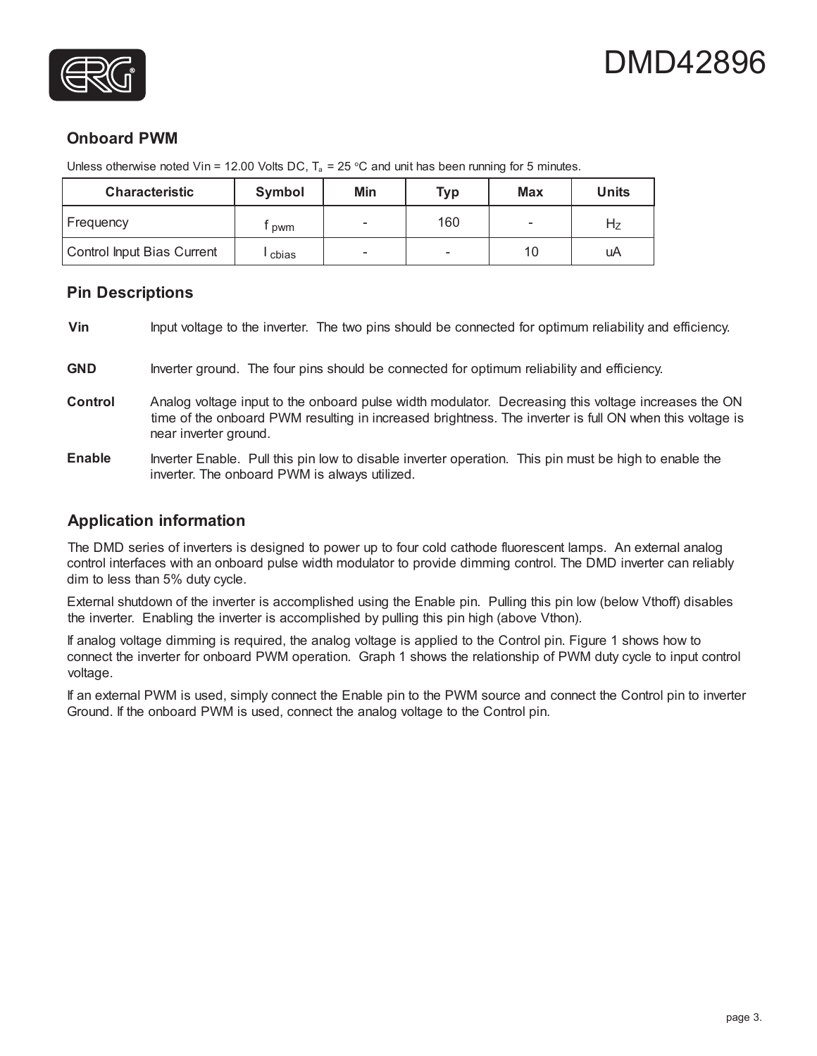## Onboard PWM

Unless otherwise noted Vin = 12.00 Volts DC, $T_a$ = 25 °C and unit has been running for 5 minutes.

| Characteristic | Symbol | Min | Typ | Max | Units |
|---|---|---|---|---|---|
| Frequency | $f_{pwm}$ | - | 160 | - | Hz |
| Control Input Bias Current | $I_{cbias}$ | - | - | 10 | uA |

## Pin Descriptions

**Vin** Input voltage to the inverter. The two pins should be connected for optimum reliability and efficiency.

**GND** Inverter ground. The four pins should be connected for optimum reliability and efficiency.

**Control** Analog voltage input to the onboard pulse width modulator. Decreasing this voltage increases the ON time of the onboard PWM resulting in increased brightness. The inverter is full ON when this voltage is near inverter ground.

**Enable** Inverter Enable. Pull this pin low to disable inverter operation. This pin must be high to enable the inverter. The onboard PWM is always utilized.

## Application information

The DMD series of inverters is designed to power up to four cold cathode fluorescent lamps. An external analog control interfaces with an onboard pulse width modulator to provide dimming control. The DMD inverter can reliably dim to less than 5% duty cycle.

External shutdown of the inverter is accomplished using the Enable pin. Pulling this pin low (below Vthoff) disables the inverter. Enabling the inverter is accomplished by pulling this pin high (above Vthon).

If analog voltage dimming is required, the analog voltage is applied to the Control pin. Figure 1 shows how to connect the inverter for onboard PWM operation. Graph 1 shows the relationship of PWM duty cycle to input control voltage.

If an external PWM is used, simply connect the Enable pin to the PWM source and connect the Control pin to inverter Ground. If the onboard PWM is used, connect the analog voltage to the Control pin.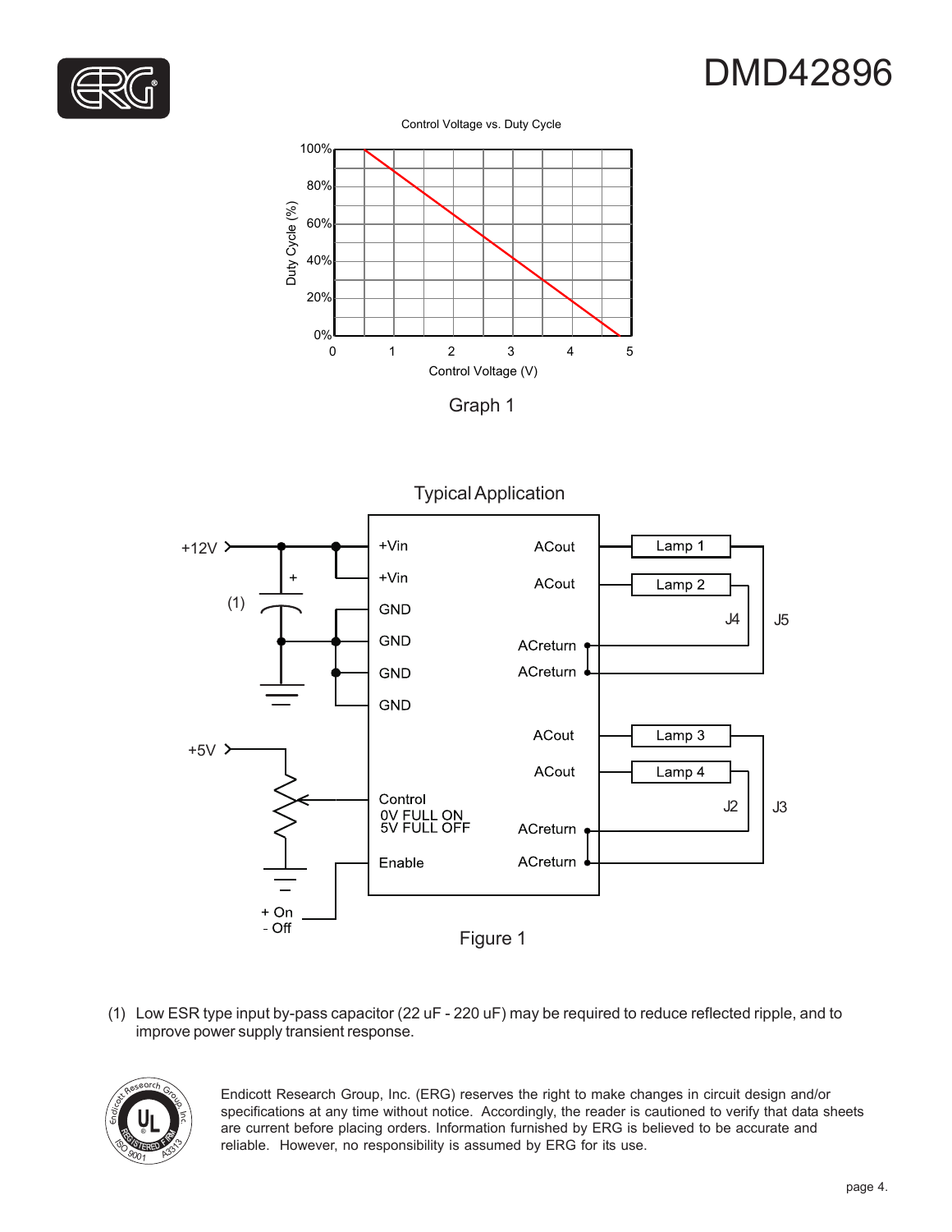Control Voltage vs. Duty Cycle

Duty Cycle (%)

100%
80%
60%
40%
20%
0%

0 1 2 3 4 5

Control Voltage (V)

Graph 1

Typical Application

+12V
(1)
+Vin
+Vin
GND
GND
GND
GND
ACout
ACout
ACreturn
ACreturn
Lamp 1
Lamp 2
J4
J5
+5V
Control
0V FULL ON
5V FULL OFF
Enable
+ On
- Off
ACout
ACout
ACreturn
ACreturn
Lamp 3
Lamp 4
J2
J3

Figure 1

(1) Low ESR type input by-pass capacitor (22 uF - 220 uF) may be required to reduce reflected ripple, and to improve power supply transient response.

Endicott Research Group, Inc. (ERG) reserves the right to make changes in circuit design and/or specifications at any time without notice. Accordingly, the reader is cautioned to verify that data sheets are current before placing orders. Information furnished by ERG is believed to be accurate and reliable. However, no responsibility is assumed by ERG for its use.